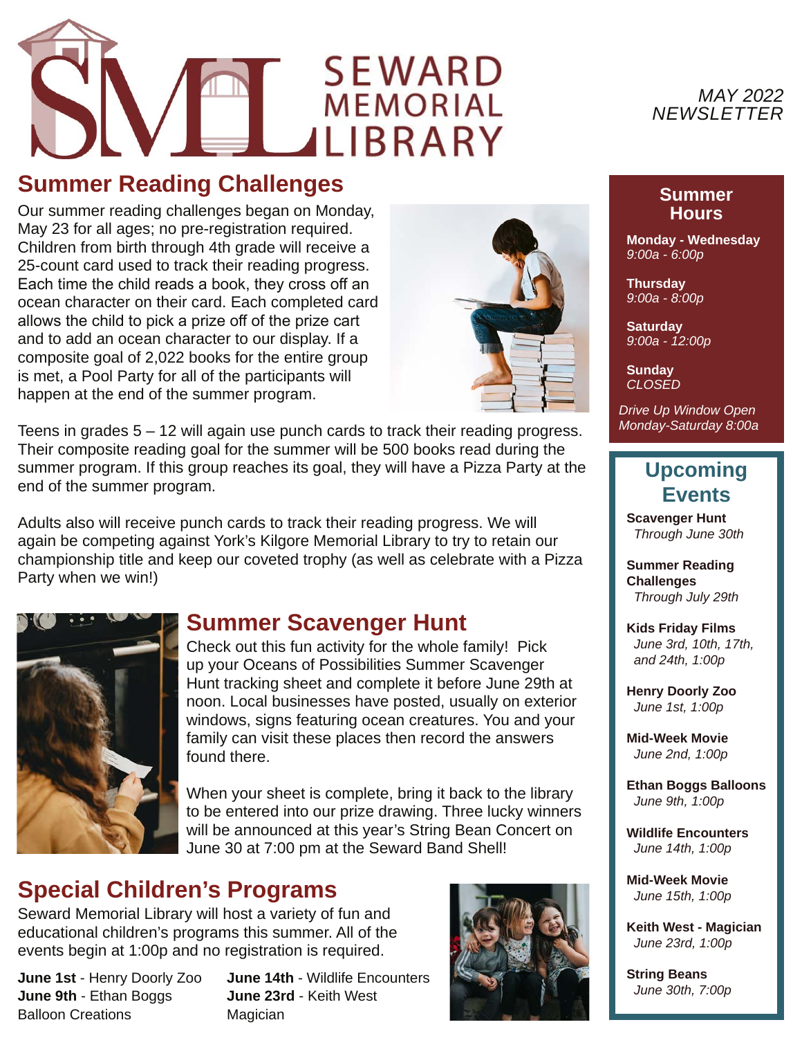# SEWARD MEMORIAL LIBRARY

*MAY 2022 NEWSLETTER*

## Summer Reading Challenges

Our summer reading challenges began on Monday, May 23 for all ages; no pre-registration required. Children from birth through 4th grade will receive a 25-count card used to track their reading progress. Each time the child reads a book, they cross off an ocean character on their card. Each completed card allows the child to pick a prize off of the prize cart and to add an ocean character to our display. If a composite goal of 2,022 books for the entire group is met, a Pool Party for all of the participants will happen at the end of the summer program.

Teens in grades 5 – 12 will again use punch cards to track their reading progress. Their composite reading goal for the summer will be 500 books read during the summer program. If this group reaches its goal, they will have a Pizza Party at the end of the summer program.

Adults also will receive punch cards to track their reading progress. We will again be competing against York's Kilgore Memorial Library to try to retain our championship title and keep our coveted trophy (as well as celebrate with a Pizza Party when we win!)

## Summer Scavenger Hunt

Check out this fun activity for the whole family! Pick up your Oceans of Possibilities Summer Scavenger Hunt tracking sheet and complete it before June 29th at noon. Local businesses have posted, usually on exterior windows, signs featuring ocean creatures. You and your family can visit these places then record the answers found there.

When your sheet is complete, bring it back to the library to be entered into our prize drawing. Three lucky winners will be announced at this year's String Bean Concert on June 30 at 7:00 pm at the Seward Band Shell!

## Special Children's Programs

Seward Memorial Library will host a variety of fun and educational children's programs this summer. All of the events begin at 1:00p and no registration is required.

**June 1st** - Henry Doorly Zoo
**June 9th** - Ethan Boggs Balloon Creations
**June 14th** - Wildlife Encounters
**June 23rd** - Keith West Magician

## Summer Hours

**Monday - Wednesday**
*9:00a - 6:00p*

**Thursday**
*9:00a - 8:00p*

**Saturday**
*9:00a - 12:00p*

**Sunday**
*CLOSED*

*Drive Up Window Open Monday-Saturday 8:00a*

## Upcoming Events

**Scavenger Hunt**
*Through June 30th*

**Summer Reading Challenges**
*Through July 29th*

**Kids Friday Films**
*June 3rd, 10th, 17th, and 24th, 1:00p*

**Henry Doorly Zoo**
*June 1st, 1:00p*

**Mid-Week Movie**
*June 2nd, 1:00p*

**Ethan Boggs Balloons**
*June 9th, 1:00p*

**Wildlife Encounters**
*June 14th, 1:00p*

**Mid-Week Movie**
*June 15th, 1:00p*

**Keith West - Magician**
*June 23rd, 1:00p*

**String Beans**
*June 30th, 7:00p*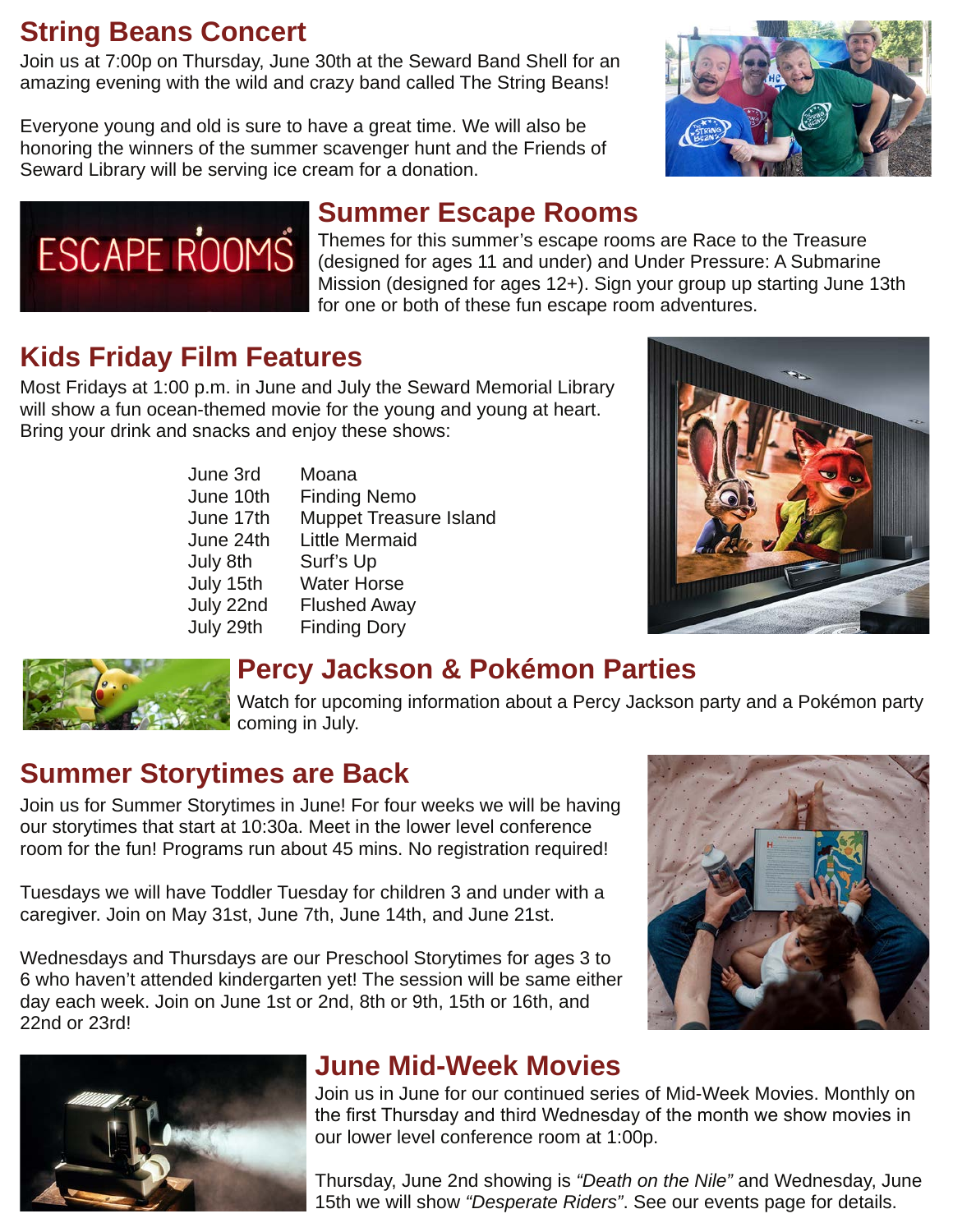## String Beans Concert

Join us at 7:00p on Thursday, June 30th at the Seward Band Shell for an amazing evening with the wild and crazy band called The String Beans!

Everyone young and old is sure to have a great time. We will also be honoring the winners of the summer scavenger hunt and the Friends of Seward Library will be serving ice cream for a donation.

## Summer Escape Rooms

Themes for this summer's escape rooms are Race to the Treasure (designed for ages 11 and under) and Under Pressure: A Submarine Mission (designed for ages 12+). Sign your group up starting June 13th for one or both of these fun escape room adventures.

## Kids Friday Film Features

Most Fridays at 1:00 p.m. in June and July the Seward Memorial Library will show a fun ocean-themed movie for the young and young at heart. Bring your drink and snacks and enjoy these shows:

| | |
|---|---|
| June 3rd | Moana |
| June 10th | Finding Nemo |
| June 17th | Muppet Treasure Island |
| June 24th | Little Mermaid |
| July 8th | Surf's Up |
| July 15th | Water Horse |
| July 22nd | Flushed Away |
| July 29th | Finding Dory |

## Percy Jackson & Pokémon Parties

Watch for upcoming information about a Percy Jackson party and a Pokémon party coming in July.

## Summer Storytimes are Back

Join us for Summer Storytimes in June! For four weeks we will be having our storytimes that start at 10:30a. Meet in the lower level conference room for the fun! Programs run about 45 mins. No registration required!

Tuesdays we will have Toddler Tuesday for children 3 and under with a caregiver. Join on May 31st, June 7th, June 14th, and June 21st.

Wednesdays and Thursdays are our Preschool Storytimes for ages 3 to 6 who haven't attended kindergarten yet! The session will be same either day each week. Join on June 1st or 2nd, 8th or 9th, 15th or 16th, and 22nd or 23rd!

## June Mid-Week Movies

Join us in June for our continued series of Mid-Week Movies. Monthly on the first Thursday and third Wednesday of the month we show movies in our lower level conference room at 1:00p.

Thursday, June 2nd showing is *"Death on the Nile"* and Wednesday, June 15th we will show *"Desperate Riders"*. See our events page for details.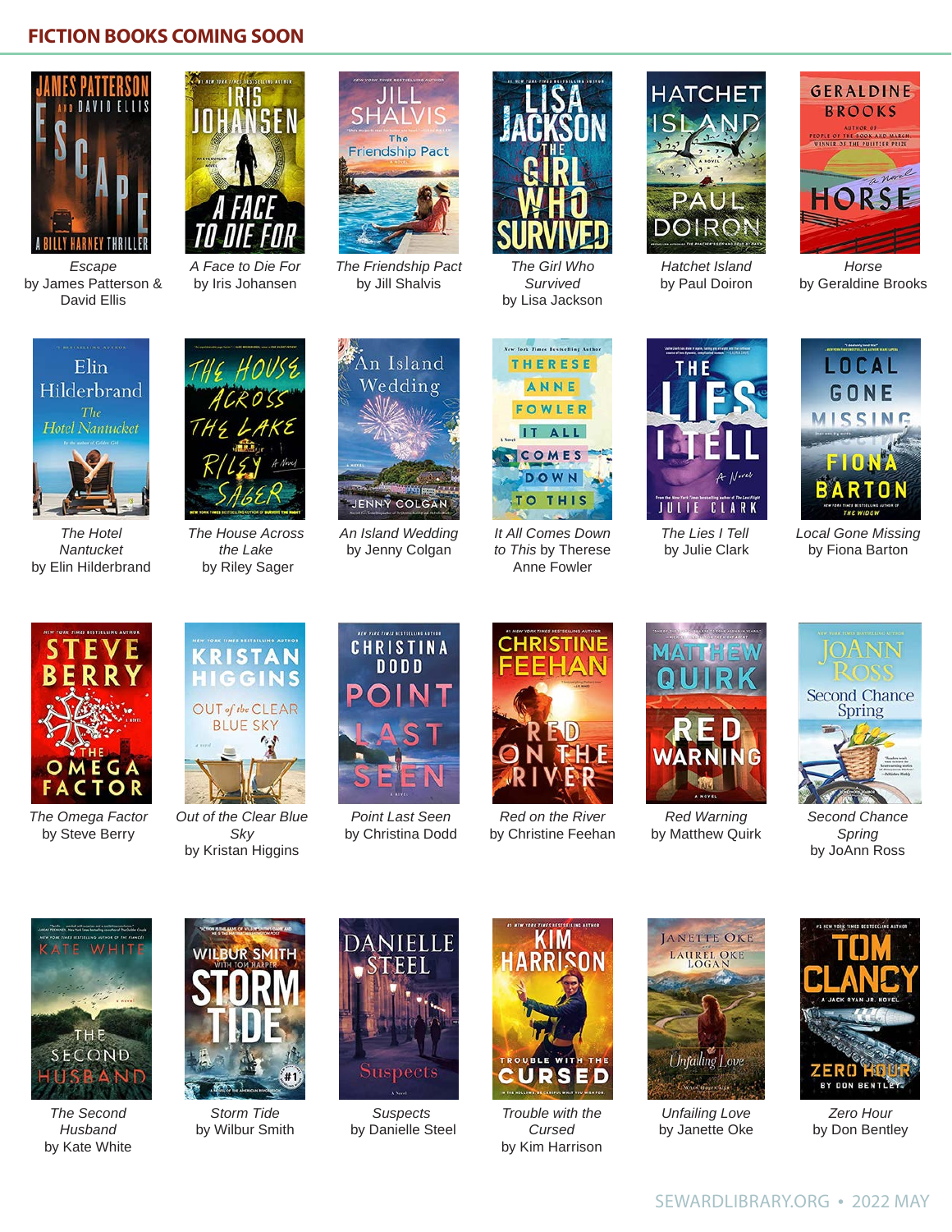## FICTION BOOKS COMING SOON

*Escape*
by James Patterson & David Ellis

*A Face to Die For*
by Iris Johansen

*The Friendship Pact*
by Jill Shalvis

*The Girl Who Survived*
by Lisa Jackson

*Hatchet Island*
by Paul Doiron

*Horse*
by Geraldine Brooks

*The Hotel Nantucket*
by Elin Hilderbrand

*The House Across the Lake*
by Riley Sager

*An Island Wedding*
by Jenny Colgan

*It All Comes Down to This* by Therese Anne Fowler

*The Lies I Tell*
by Julie Clark

*Local Gone Missing*
by Fiona Barton

*The Omega Factor*
by Steve Berry

*Out of the Clear Blue Sky*
by Kristan Higgins

*Point Last Seen*
by Christina Dodd

*Red on the River*
by Christine Feehan

*Red Warning*
by Matthew Quirk

*Second Chance Spring*
by JoAnn Ross

*The Second Husband*
by Kate White

*Storm Tide*
by Wilbur Smith

*Suspects*
by Danielle Steel

*Trouble with the Cursed*
by Kim Harrison

*Unfailing Love*
by Janette Oke

*Zero Hour*
by Don Bentley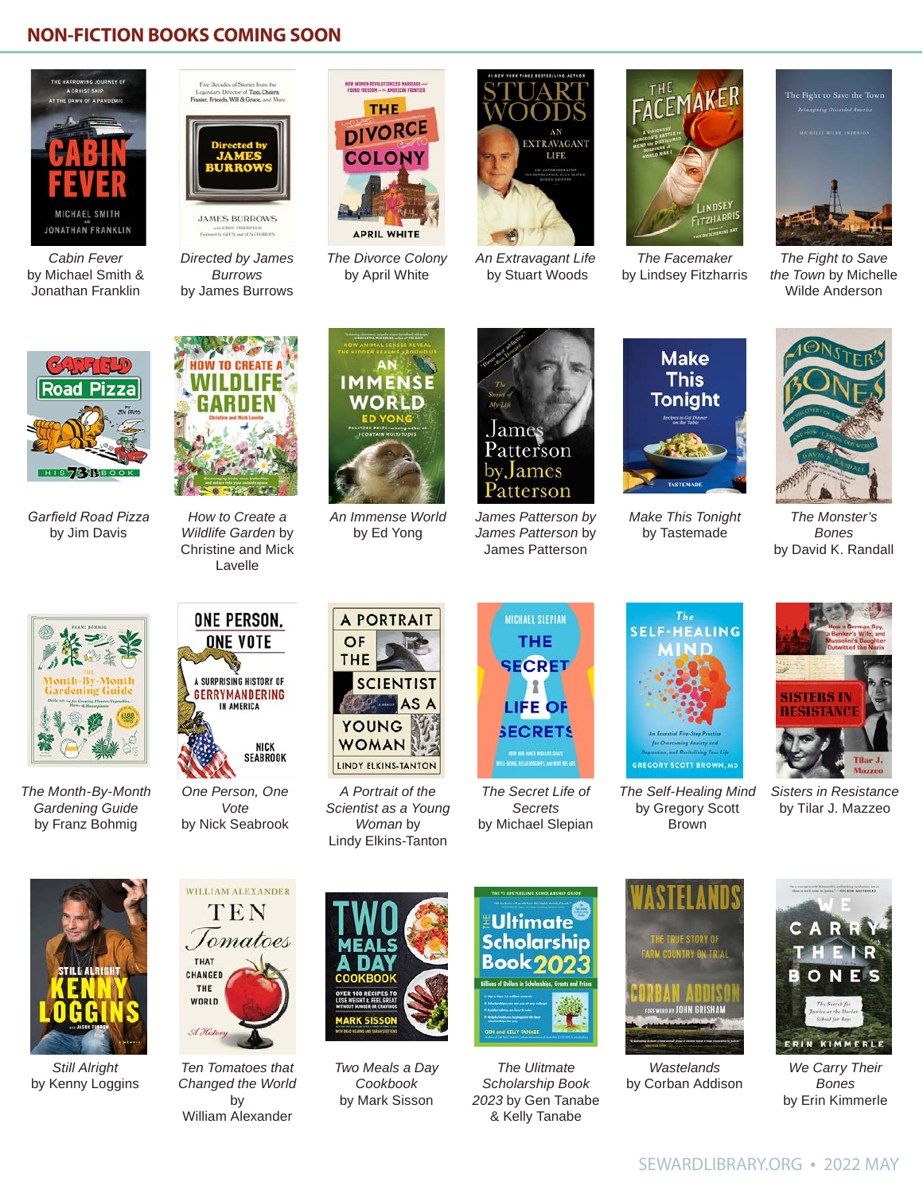## NON-FICTION BOOKS COMING SOON

*Cabin Fever*
by Michael Smith & Jonathan Franklin

*Directed by James Burrows*
by James Burrows

*The Divorce Colony*
by April White

*An Extravagant Life*
by Stuart Woods

*The Facemaker*
by Lindsey Fitzharris

*The Fight to Save the Town* by Michelle Wilde Anderson

*Garfield Road Pizza*
by Jim Davis

*How to Create a Wildlife Garden* by Christine and Mick Lavelle

*An Immense World*
by Ed Yong

*James Patterson by James Patterson* by James Patterson

*Make This Tonight*
by Tastemade

*The Monster's Bones*
by David K. Randall

*The Month-By-Month Gardening Guide*
by Franz Bohmig

*One Person, One Vote*
by Nick Seabrook

*A Portrait of the Scientist as a Young Woman* by Lindy Elkins-Tanton

*The Secret Life of Secrets*
by Michael Slepian

*The Self-Healing Mind*
by Gregory Scott Brown

*Sisters in Resistance*
by Tilar J. Mazzeo

*Still Alright*
by Kenny Loggins

*Ten Tomatoes that Changed the World*
by William Alexander

*Two Meals a Day Cookbook*
by Mark Sisson

*The Ulitmate Scholarship Book 2023* by Gen Tanabe & Kelly Tanabe

*Wastelands*
by Corban Addison

*We Carry Their Bones*
by Erin Kimmerle

SEWARDLIBRARY.ORG • 2022 MAY